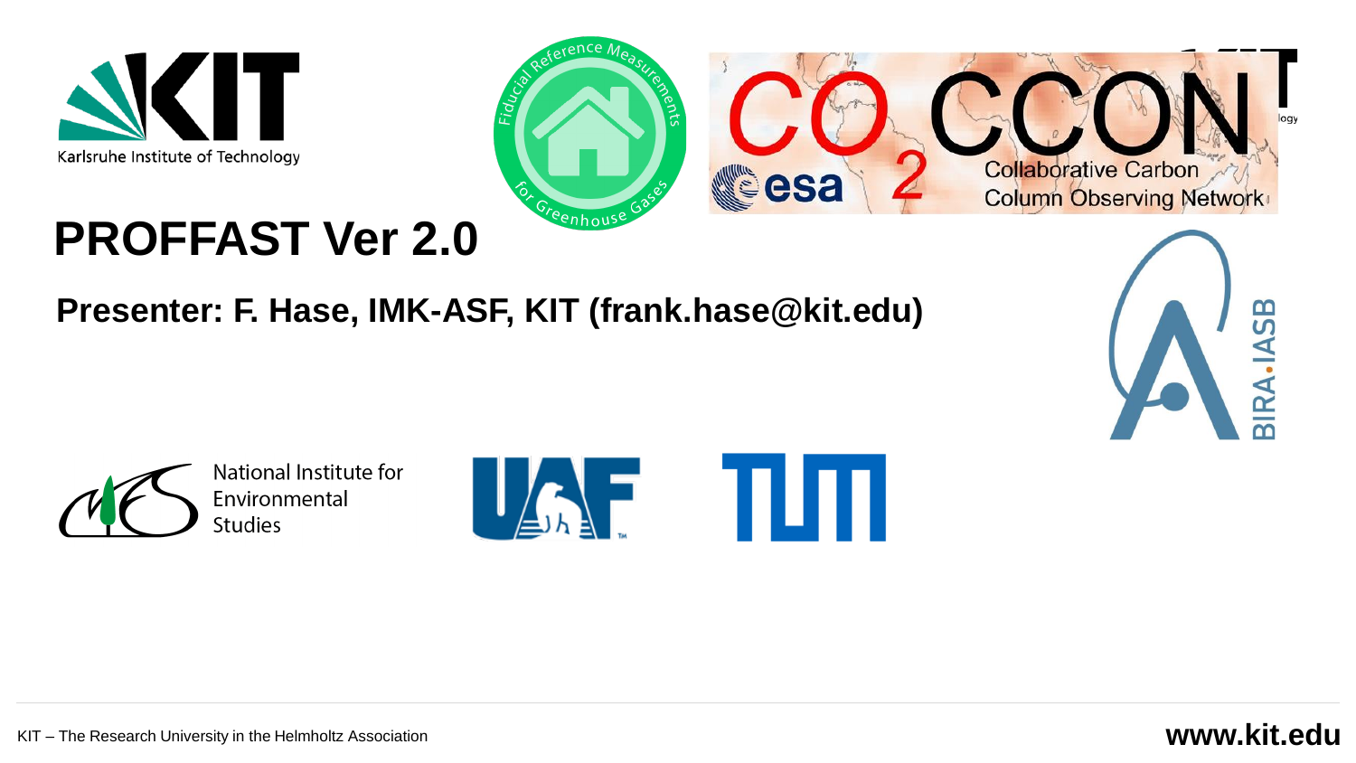Karlsruhe Institute of Technology

Fiducial Reference Measurements for Greenhouse Gases

$CO_2$ CCON

Collaborative Carbon Column Observing Network

# PROFFAST Ver 2.0

**Presenter: F. Hase, IMK-ASF, KIT (frank.hase@kit.edu)**

BIRA-IASB

National Institute for Environmental Studies

UAF

TUM

KIT – The Research University in the Helmholtz Association

**www.kit.edu**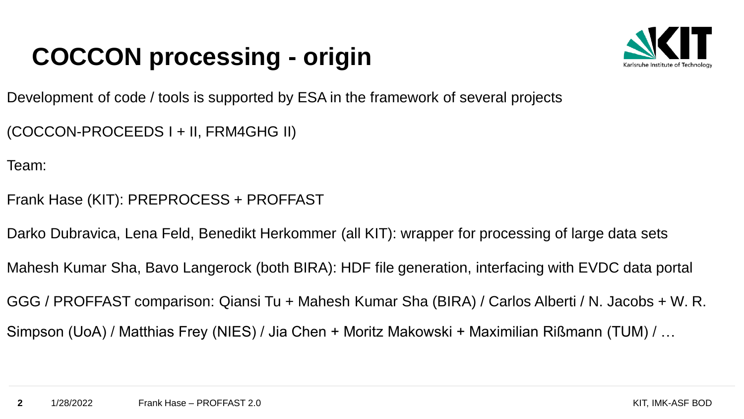# COCCON processing - origin

Development of code / tools is supported by ESA in the framework of several projects

(COCCON-PROCEEDS I + II, FRM4GHG II)

Team:

Frank Hase (KIT): PREPROCESS + PROFFAST

Darko Dubravica, Lena Feld, Benedikt Herkommer (all KIT): wrapper for processing of large data sets

Mahesh Kumar Sha, Bavo Langerock (both BIRA): HDF file generation, interfacing with EVDC data portal

GGG / PROFFAST comparison: Qiansi Tu + Mahesh Kumar Sha (BIRA) / Carlos Alberti / N. Jacobs + W. R. Simpson (UoA) / Matthias Frey (NIES) / Jia Chen + Moritz Makowski + Maximilian Rißmann (TUM) / …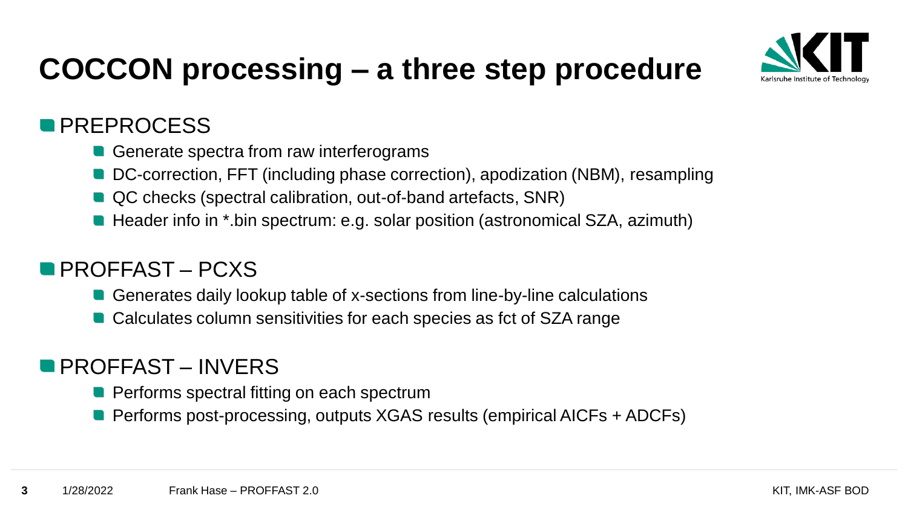# COCCON processing – a three step procedure

- PREPROCESS
  - Generate spectra from raw interferograms
  - DC-correction, FFT (including phase correction), apodization (NBM), resampling
  - QC checks (spectral calibration, out-of-band artefacts, SNR)
  - Header info in *.bin spectrum: e.g. solar position (astronomical SZA, azimuth)

- PROFFAST – PCXS
  - Generates daily lookup table of x-sections from line-by-line calculations
  - Calculates column sensitivities for each species as fct of SZA range

- PROFFAST – INVERS
  - Performs spectral fitting on each spectrum
  - Performs post-processing, outputs XGAS results (empirical AICFs + ADCFs)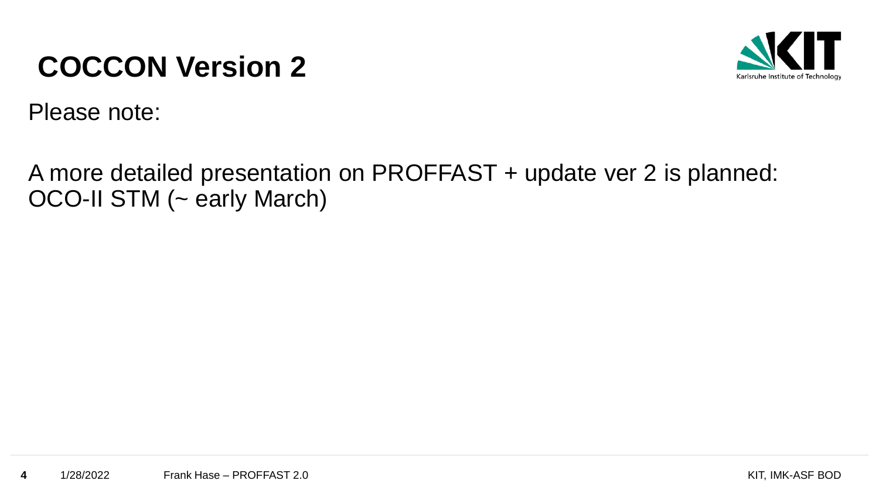# COCCON Version 2

Please note:

A more detailed presentation on PROFFAST + update ver 2 is planned: OCO-II STM (~ early March)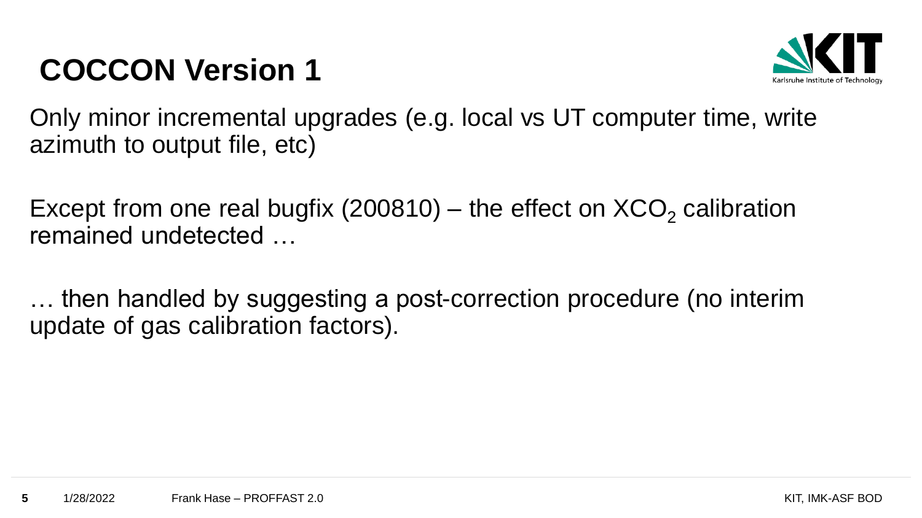# COCCON Version 1

Only minor incremental upgrades (e.g. local vs UT computer time, write azimuth to output file, etc)

Except from one real bugfix (200810) – the effect on $XCO_2$ calibration remained undetected …

… then handled by suggesting a post-correction procedure (no interim update of gas calibration factors).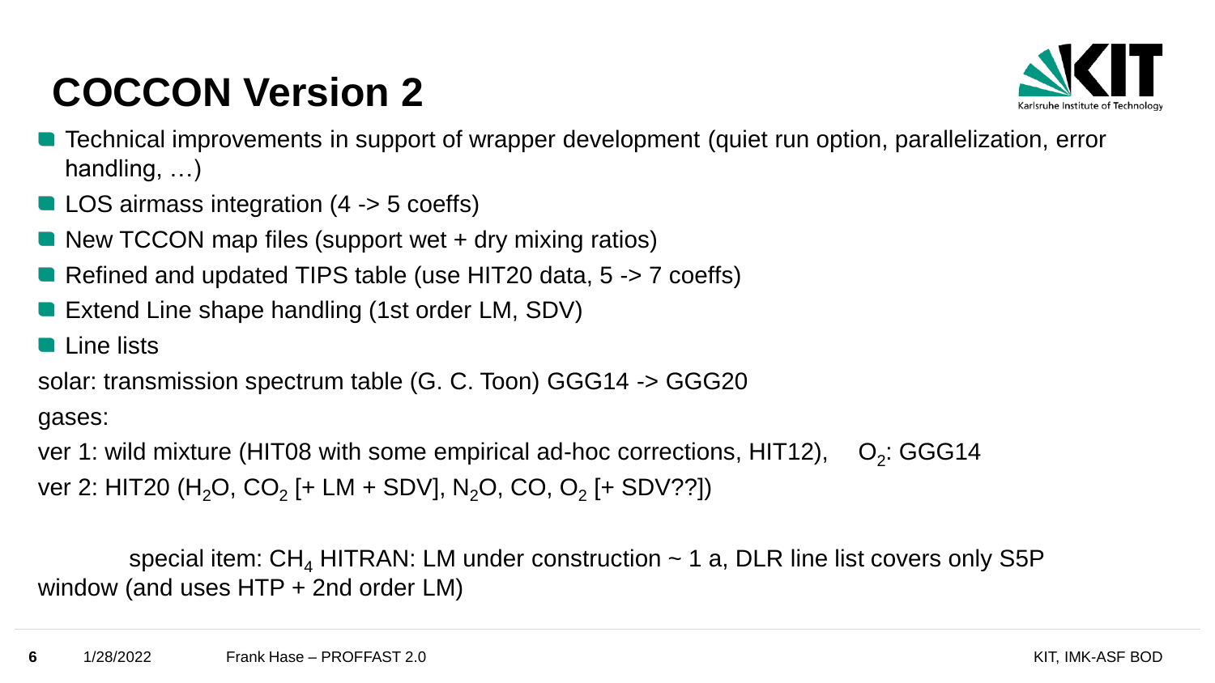# COCCON Version 2

- Technical improvements in support of wrapper development (quiet run option, parallelization, error handling, …)
- LOS airmass integration (4 -> 5 coeffs)
- New TCCON map files (support wet + dry mixing ratios)
- Refined and updated TIPS table (use HIT20 data, 5 -> 7 coeffs)
- Extend Line shape handling (1st order LM, SDV)
- Line lists

solar: transmission spectrum table (G. C. Toon) GGG14 -> GGG20

gases:

ver 1: wild mixture (HIT08 with some empirical ad-hoc corrections, HIT12), $O_2$: GGG14

ver 2: HIT20 ($H_2O$, $CO_2$ [+ LM + SDV], $N_2O$, CO, $O_2$ [+ SDV??])

special item: $CH_4$ HITRAN: LM under construction ~ 1 a, DLR line list covers only S5P window (and uses HTP + 2nd order LM)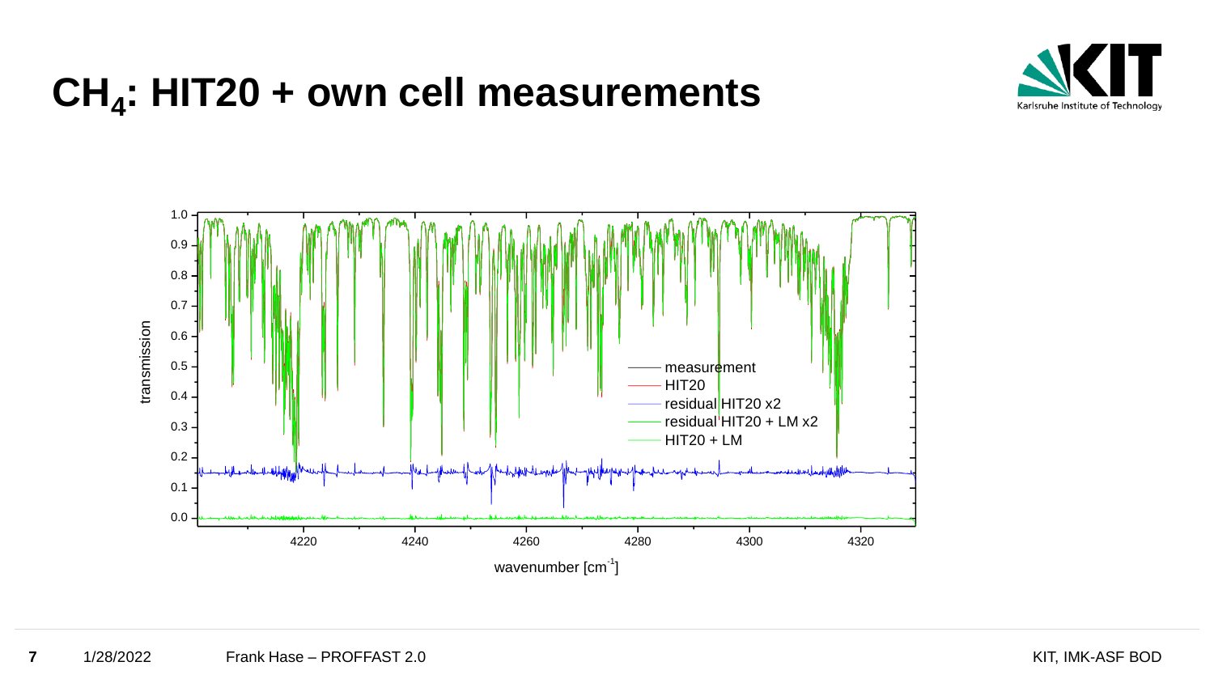# $CH_4$: HIT20 + own cell measurements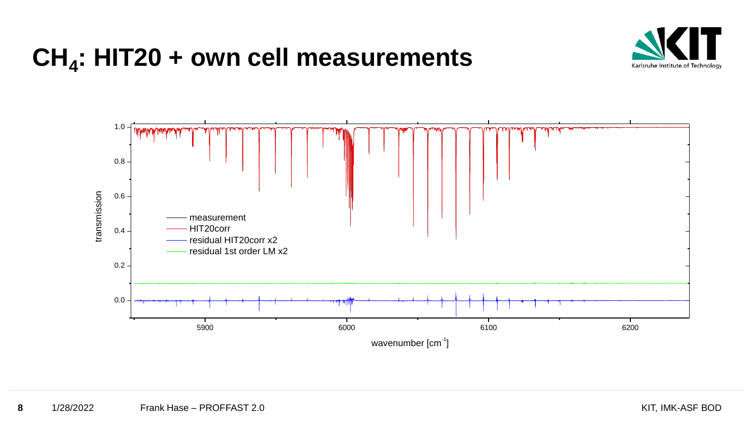# $CH_4$: HIT20 + own cell measurements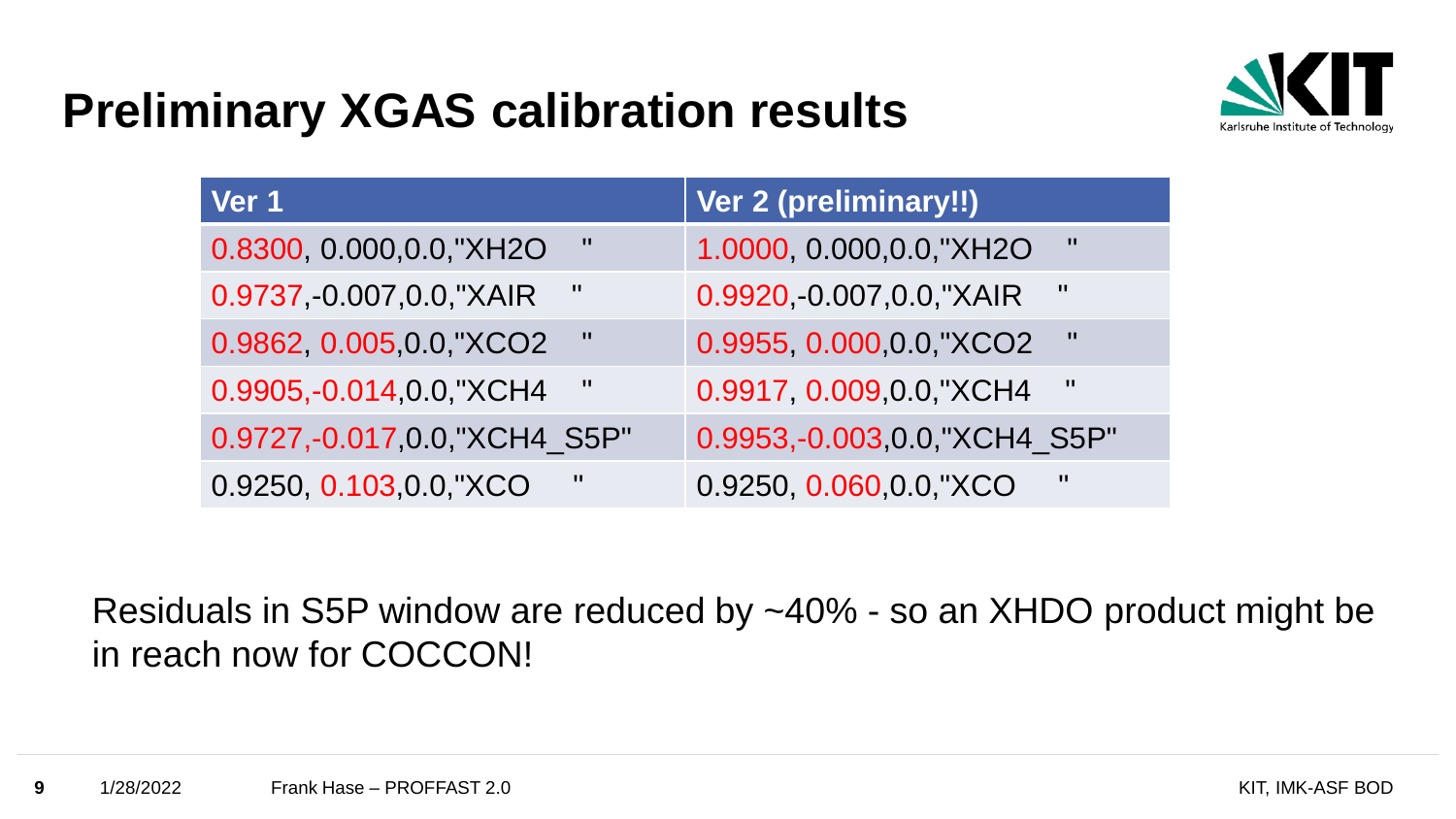# Preliminary XGAS calibration results

| Ver 1 | Ver 2 (preliminary!!) |
| --- | --- |
| 0.8300, 0.000,0.0,"XH2O " | 1.0000, 0.000,0.0,"XH2O " |
| 0.9737,-0.007,0.0,"XAIR " | 0.9920,-0.007,0.0,"XAIR " |
| 0.9862, 0.005,0.0,"XCO2 " | 0.9955, 0.000,0.0,"XCO2 " |
| 0.9905,-0.014,0.0,"XCH4 " | 0.9917, 0.009,0.0,"XCH4 " |
| 0.9727,-0.017,0.0,"XCH4_S5P" | 0.9953,-0.003,0.0,"XCH4_S5P" |
| 0.9250, 0.103,0.0,"XCO " | 0.9250, 0.060,0.0,"XCO " |

Residuals in S5P window are reduced by ~40% - so an XHDO product might be in reach now for COCCON!